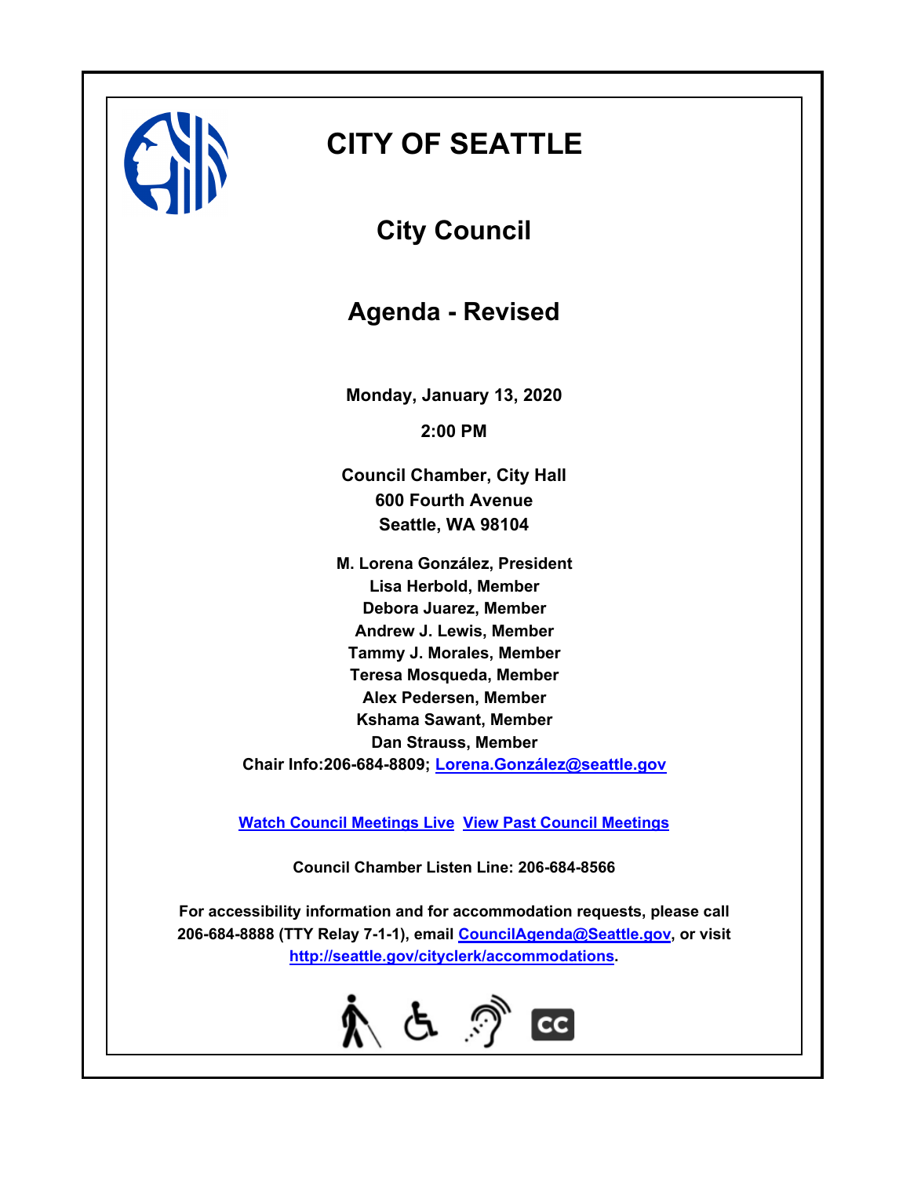# CITY OF SEATTLE

## City Council

## Agenda - Revised

**Monday, January 13, 2020**

**2:00 PM**

**Council Chamber, City Hall**
**600 Fourth Avenue**
**Seattle, WA 98104**

**M. Lorena González, President**
**Lisa Herbold, Member**
**Debora Juarez, Member**
**Andrew J. Lewis, Member**
**Tammy J. Morales, Member**
**Teresa Mosqueda, Member**
**Alex Pedersen, Member**
**Kshama Sawant, Member**
**Dan Strauss, Member**
**Chair Info:206-684-8809; Lorena.González@seattle.gov**

**Watch Council Meetings Live** **View Past Council Meetings**

**Council Chamber Listen Line: 206-684-8566**

**For accessibility information and for accommodation requests, please call 206-684-8888 (TTY Relay 7-1-1), email CouncilAgenda@Seattle.gov, or visit http://seattle.gov/cityclerk/accommodations.**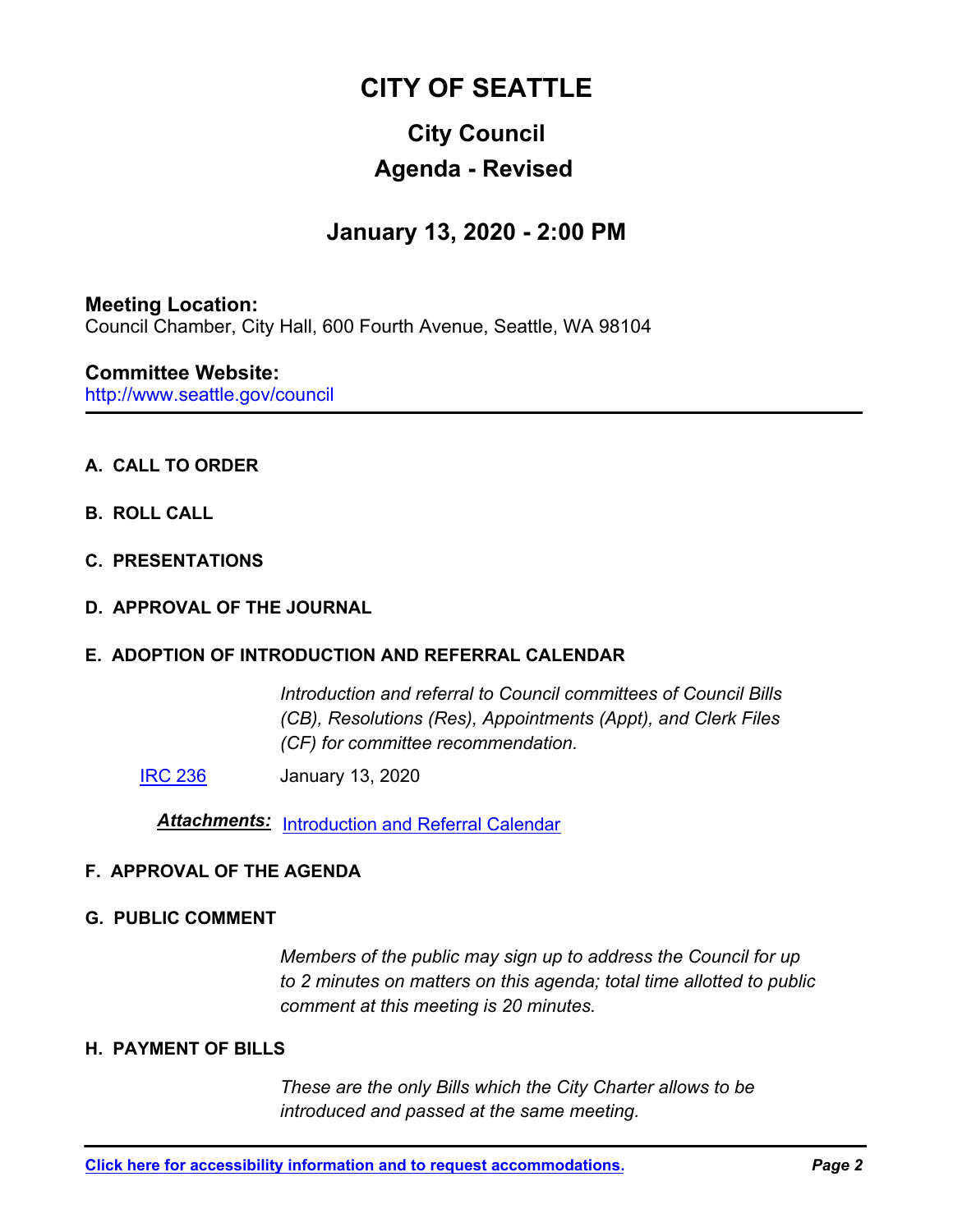# CITY OF SEATTLE

## City Council

## Agenda - Revised

### January 13, 2020 - 2:00 PM

**Meeting Location:**
Council Chamber, City Hall, 600 Fourth Avenue, Seattle, WA 98104

**Committee Website:**
http://www.seattle.gov/council

---

**A. CALL TO ORDER**

**B. ROLL CALL**

**C. PRESENTATIONS**

**D. APPROVAL OF THE JOURNAL**

**E. ADOPTION OF INTRODUCTION AND REFERRAL CALENDAR**

*Introduction and referral to Council committees of Council Bills (CB), Resolutions (Res), Appointments (Appt), and Clerk Files (CF) for committee recommendation.*

IRC 236 January 13, 2020

***Attachments:*** Introduction and Referral Calendar

**F. APPROVAL OF THE AGENDA**

**G. PUBLIC COMMENT**

*Members of the public may sign up to address the Council for up to 2 minutes on matters on this agenda; total time allotted to public comment at this meeting is 20 minutes.*

**H. PAYMENT OF BILLS**

*These are the only Bills which the City Charter allows to be introduced and passed at the same meeting.*

---

**Click here for accessibility information and to request accommodations.**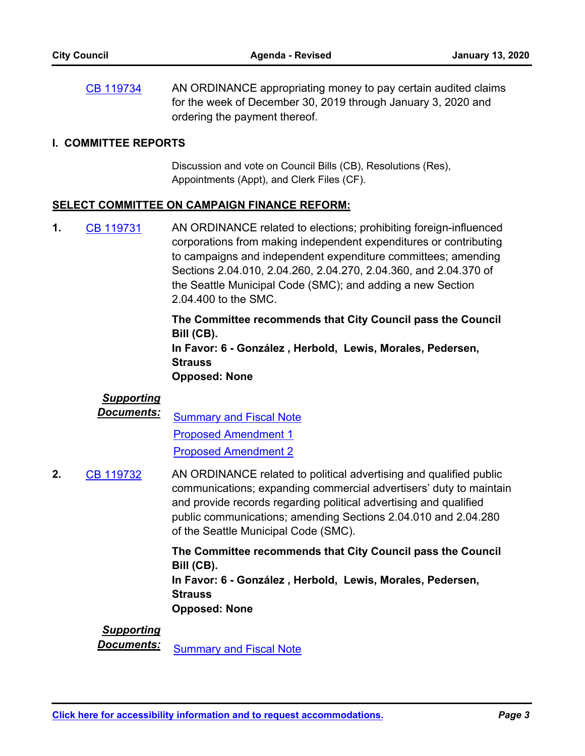CB 119734 AN ORDINANCE appropriating money to pay certain audited claims for the week of December 30, 2019 through January 3, 2020 and ordering the payment thereof.

## I. COMMITTEE REPORTS

Discussion and vote on Council Bills (CB), Resolutions (Res), Appointments (Appt), and Clerk Files (CF).

### SELECT COMMITTEE ON CAMPAIGN FINANCE REFORM:

**1.** CB 119731 AN ORDINANCE related to elections; prohibiting foreign-influenced corporations from making independent expenditures or contributing to campaigns and independent expenditure committees; amending Sections 2.04.010, 2.04.260, 2.04.270, 2.04.360, and 2.04.370 of the Seattle Municipal Code (SMC); and adding a new Section 2.04.400 to the SMC.

**The Committee recommends that City Council pass the Council Bill (CB).**
**In Favor: 6 - González , Herbold, Lewis, Morales, Pedersen, Strauss**
**Opposed: None**

***Supporting Documents:***
Summary and Fiscal Note
Proposed Amendment 1
Proposed Amendment 2

**2.** CB 119732 AN ORDINANCE related to political advertising and qualified public communications; expanding commercial advertisers' duty to maintain and provide records regarding political advertising and qualified public communications; amending Sections 2.04.010 and 2.04.280 of the Seattle Municipal Code (SMC).

**The Committee recommends that City Council pass the Council Bill (CB).**
**In Favor: 6 - González , Herbold, Lewis, Morales, Pedersen, Strauss**
**Opposed: None**

***Supporting Documents:***
Summary and Fiscal Note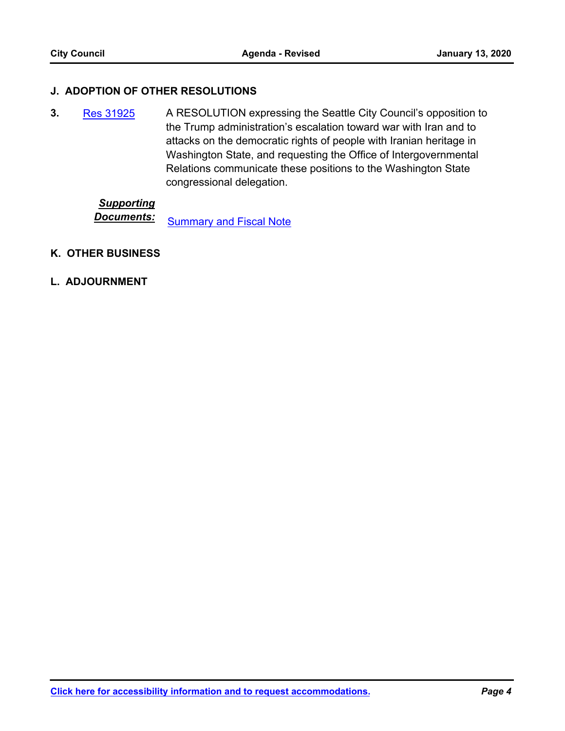## J. ADOPTION OF OTHER RESOLUTIONS

**3.** Res 31925 — A RESOLUTION expressing the Seattle City Council's opposition to the Trump administration's escalation toward war with Iran and to attacks on the democratic rights of people with Iranian heritage in Washington State, and requesting the Office of Intergovernmental Relations communicate these positions to the Washington State congressional delegation.

***Supporting Documents:*** Summary and Fiscal Note

## K. OTHER BUSINESS

## L. ADJOURNMENT

**Click here for accessibility information and to request accommodations.**